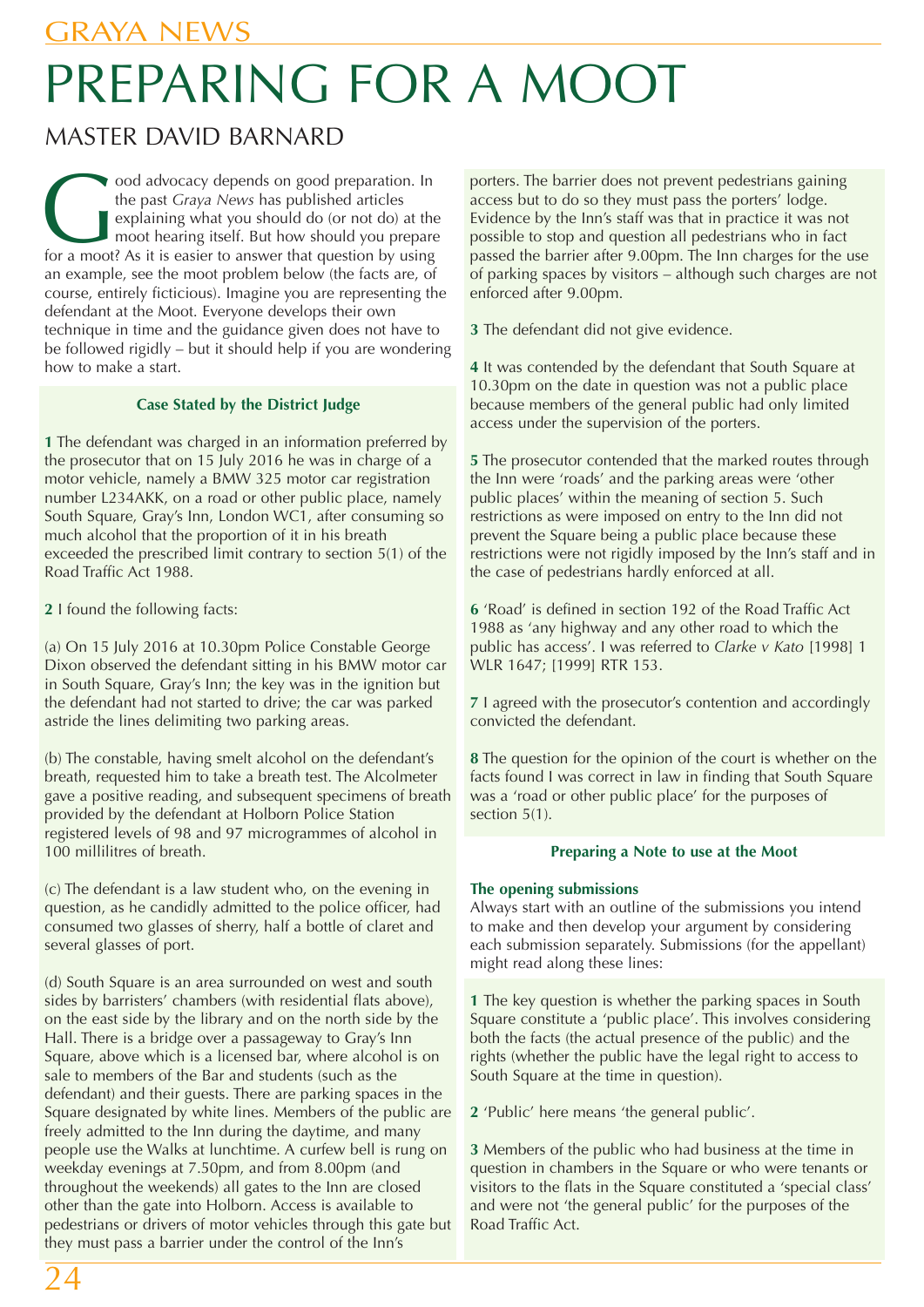# PREPARING FOR A MOOT

## MASTER DAVID BARNARD

Good advocacy depends on good preparation. In the past *Graya News* has published articles explaining what you should do (or not do) at the moot hearing itself. But how should you prepare for a moot? As it is easier to answer that question by using an example, see the moot problem below (the facts are, of course, entirely ficticious). Imagine you are representing the defendant at the Moot. Everyone develops their own technique in time and the guidance given does not have to be followed rigidly – but it should help if you are wondering how to make a start.

### Case Stated by the District Judge

**1** The defendant was charged in an information preferred by the prosecutor that on 15 July 2016 he was in charge of a motor vehicle, namely a BMW 325 motor car registration number L234AKK, on a road or other public place, namely South Square, Gray's Inn, London WC1, after consuming so much alcohol that the proportion of it in his breath exceeded the prescribed limit contrary to section 5(1) of the Road Traffic Act 1988.

**2** I found the following facts:

(a) On 15 July 2016 at 10.30pm Police Constable George Dixon observed the defendant sitting in his BMW motor car in South Square, Gray's Inn; the key was in the ignition but the defendant had not started to drive; the car was parked astride the lines delimiting two parking areas.

(b) The constable, having smelt alcohol on the defendant's breath, requested him to take a breath test. The Alcolmeter gave a positive reading, and subsequent specimens of breath provided by the defendant at Holborn Police Station registered levels of 98 and 97 microgrammes of alcohol in 100 millilitres of breath.

(c) The defendant is a law student who, on the evening in question, as he candidly admitted to the police officer, had consumed two glasses of sherry, half a bottle of claret and several glasses of port.

(d) South Square is an area surrounded on west and south sides by barristers' chambers (with residential flats above), on the east side by the library and on the north side by the Hall. There is a bridge over a passageway to Gray's Inn Square, above which is a licensed bar, where alcohol is on sale to members of the Bar and students (such as the defendant) and their guests. There are parking spaces in the Square designated by white lines. Members of the public are freely admitted to the Inn during the daytime, and many people use the Walks at lunchtime. A curfew bell is rung on weekday evenings at 7.50pm, and from 8.00pm (and throughout the weekends) all gates to the Inn are closed other than the gate into Holborn. Access is available to pedestrians or drivers of motor vehicles through this gate but they must pass a barrier under the control of the Inn's porters. The barrier does not prevent pedestrians gaining access but to do so they must pass the porters' lodge. Evidence by the Inn's staff was that in practice it was not possible to stop and question all pedestrians who in fact passed the barrier after 9.00pm. The Inn charges for the use of parking spaces by visitors – although such charges are not enforced after 9.00pm.

**3** The defendant did not give evidence.

**4** It was contended by the defendant that South Square at 10.30pm on the date in question was not a public place because members of the general public had only limited access under the supervision of the porters.

**5** The prosecutor contended that the marked routes through the Inn were 'roads' and the parking areas were 'other public places' within the meaning of section 5. Such restrictions as were imposed on entry to the Inn did not prevent the Square being a public place because these restrictions were not rigidly imposed by the Inn's staff and in the case of pedestrians hardly enforced at all.

**6** 'Road' is defined in section 192 of the Road Traffic Act 1988 as 'any highway and any other road to which the public has access'. I was referred to *Clarke v Kato* [1998] 1 WLR 1647; [1999] RTR 153.

**7** I agreed with the prosecutor's contention and accordingly convicted the defendant.

**8** The question for the opinion of the court is whether on the facts found I was correct in law in finding that South Square was a 'road or other public place' for the purposes of section 5(1).

### Preparing a Note to use at the Moot

**The opening submissions**

Always start with an outline of the submissions you intend to make and then develop your argument by considering each submission separately. Submissions (for the appellant) might read along these lines:

**1** The key question is whether the parking spaces in South Square constitute a 'public place'. This involves considering both the facts (the actual presence of the public) and the rights (whether the public have the legal right to access to South Square at the time in question).

**2** 'Public' here means 'the general public'.

**3** Members of the public who had business at the time in question in chambers in the Square or who were tenants or visitors to the flats in the Square constituted a 'special class' and were not 'the general public' for the purposes of the Road Traffic Act.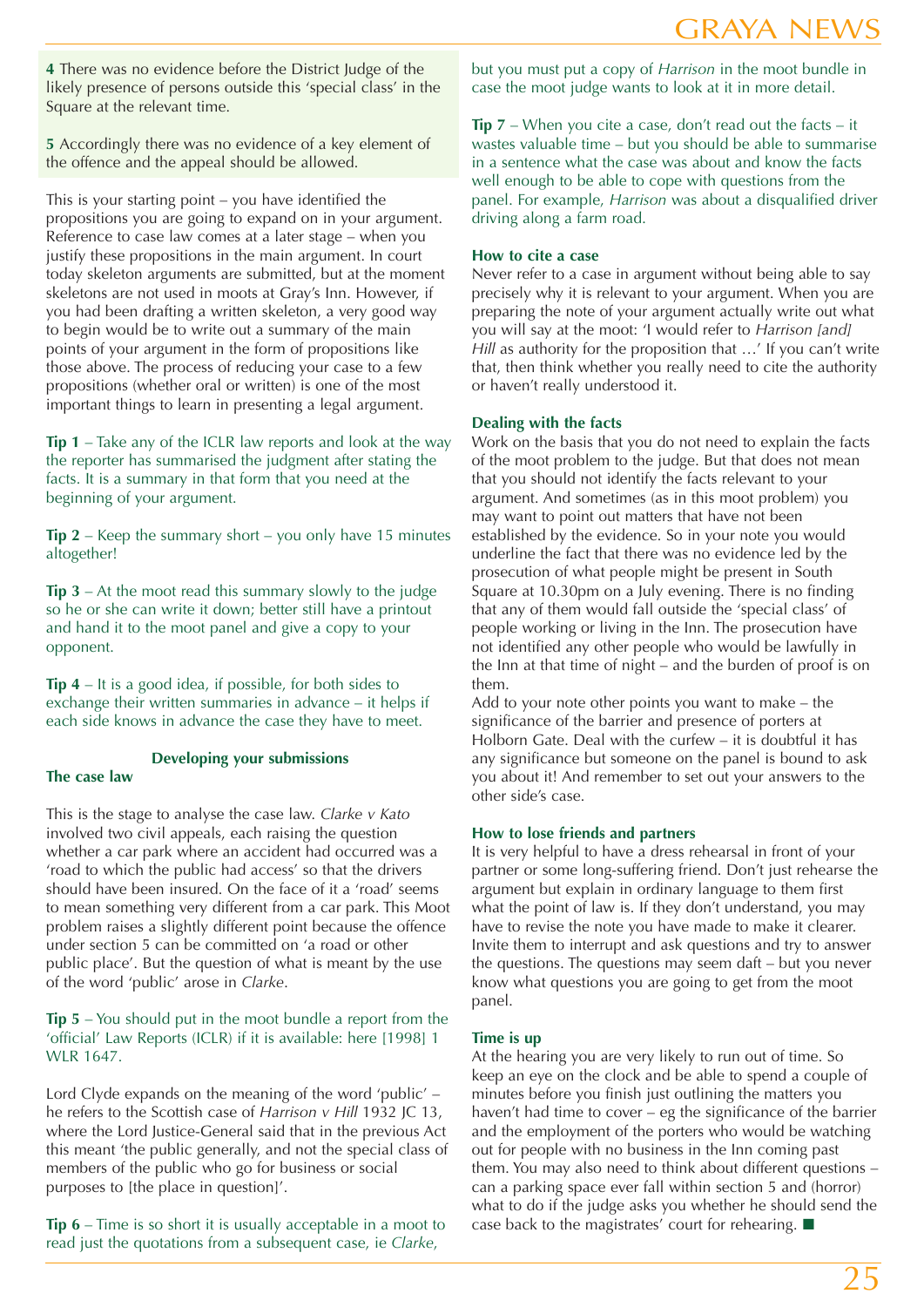**4** There was no evidence before the District Judge of the likely presence of persons outside this 'special class' in the Square at the relevant time.

**5** Accordingly there was no evidence of a key element of the offence and the appeal should be allowed.

This is your starting point – you have identified the propositions you are going to expand on in your argument. Reference to case law comes at a later stage – when you justify these propositions in the main argument. In court today skeleton arguments are submitted, but at the moment skeletons are not used in moots at Gray's Inn. However, if you had been drafting a written skeleton, a very good way to begin would be to write out a summary of the main points of your argument in the form of propositions like those above. The process of reducing your case to a few propositions (whether oral or written) is one of the most important things to learn in presenting a legal argument.

**Tip 1** – Take any of the ICLR law reports and look at the way the reporter has summarised the judgment after stating the facts. It is a summary in that form that you need at the beginning of your argument.

**Tip 2** – Keep the summary short – you only have 15 minutes altogether!

**Tip 3** – At the moot read this summary slowly to the judge so he or she can write it down; better still have a printout and hand it to the moot panel and give a copy to your opponent.

**Tip 4** – It is a good idea, if possible, for both sides to exchange their written summaries in advance – it helps if each side knows in advance the case they have to meet.

## Developing your submissions

### The case law

This is the stage to analyse the case law. *Clarke v Kato* involved two civil appeals, each raising the question whether a car park where an accident had occurred was a 'road to which the public had access' so that the drivers should have been insured. On the face of it a 'road' seems to mean something very different from a car park. This Moot problem raises a slightly different point because the offence under section 5 can be committed on 'a road or other public place'. But the question of what is meant by the use of the word 'public' arose in *Clarke*.

**Tip 5** – You should put in the moot bundle a report from the 'official' Law Reports (ICLR) if it is available: here [1998] 1 WLR 1647.

Lord Clyde expands on the meaning of the word 'public' – he refers to the Scottish case of *Harrison v Hill* 1932 JC 13, where the Lord Justice-General said that in the previous Act this meant 'the public generally, and not the special class of members of the public who go for business or social purposes to [the place in question]'.

**Tip 6** – Time is so short it is usually acceptable in a moot to read just the quotations from a subsequent case, ie *Clarke*, but you must put a copy of *Harrison* in the moot bundle in case the moot judge wants to look at it in more detail.

**Tip 7** – When you cite a case, don't read out the facts – it wastes valuable time – but you should be able to summarise in a sentence what the case was about and know the facts well enough to be able to cope with questions from the panel. For example, *Harrison* was about a disqualified driver driving along a farm road.

### How to cite a case

Never refer to a case in argument without being able to say precisely why it is relevant to your argument. When you are preparing the note of your argument actually write out what you will say at the moot: 'I would refer to *Harrison [and] Hill* as authority for the proposition that …' If you can't write that, then think whether you really need to cite the authority or haven't really understood it.

### Dealing with the facts

Work on the basis that you do not need to explain the facts of the moot problem to the judge. But that does not mean that you should not identify the facts relevant to your argument. And sometimes (as in this moot problem) you may want to point out matters that have not been established by the evidence. So in your note you would underline the fact that there was no evidence led by the prosecution of what people might be present in South Square at 10.30pm on a July evening. There is no finding that any of them would fall outside the 'special class' of people working or living in the Inn. The prosecution have not identified any other people who would be lawfully in the Inn at that time of night – and the burden of proof is on them.

Add to your note other points you want to make – the significance of the barrier and presence of porters at Holborn Gate. Deal with the curfew – it is doubtful it has any significance but someone on the panel is bound to ask you about it! And remember to set out your answers to the other side's case.

### How to lose friends and partners

It is very helpful to have a dress rehearsal in front of your partner or some long-suffering friend. Don't just rehearse the argument but explain in ordinary language to them first what the point of law is. If they don't understand, you may have to revise the note you have made to make it clearer. Invite them to interrupt and ask questions and try to answer the questions. The questions may seem daft – but you never know what questions you are going to get from the moot panel.

### Time is up

At the hearing you are very likely to run out of time. So keep an eye on the clock and be able to spend a couple of minutes before you finish just outlining the matters you haven't had time to cover – eg the significance of the barrier and the employment of the porters who would be watching out for people with no business in the Inn coming past them. You may also need to think about different questions – can a parking space ever fall within section 5 and (horror) what to do if the judge asks you whether he should send the case back to the magistrates' court for rehearing. ■